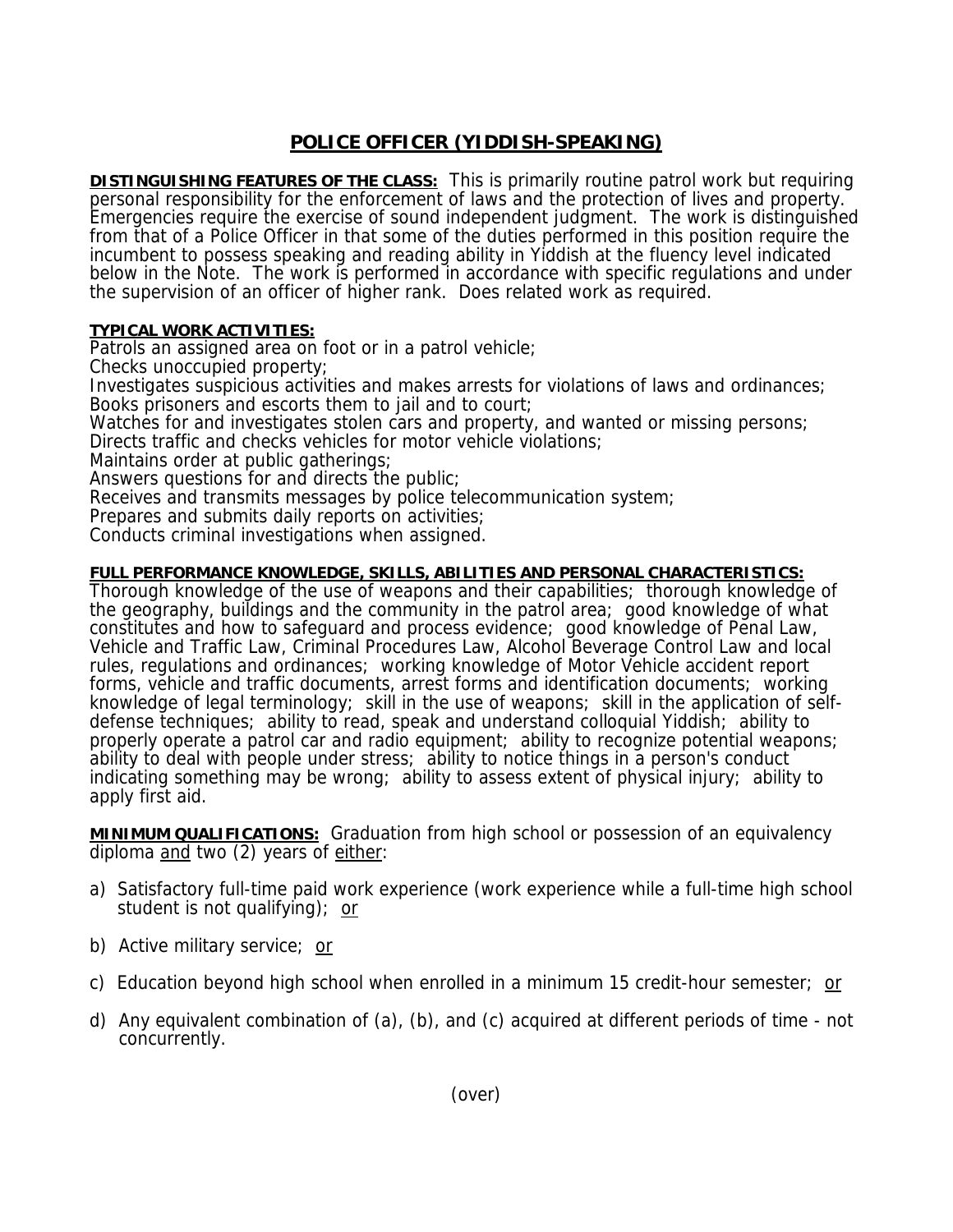# POLICE OFFICER (YIDDISH-SPEAKING)

**DISTINGUISHING FEATURES OF THE CLASS:** This is primarily routine patrol work but requiring personal responsibility for the enforcement of laws and the protection of lives and property. Emergencies require the exercise of sound independent judgment. The work is distinguished from that of a Police Officer in that some of the duties performed in this position require the incumbent to possess speaking and reading ability in Yiddish at the fluency level indicated below in the Note. The work is performed in accordance with specific regulations and under the supervision of an officer of higher rank. Does related work as required.

**TYPICAL WORK ACTIVITIES:**

Patrols an assigned area on foot or in a patrol vehicle;
Checks unoccupied property;
Investigates suspicious activities and makes arrests for violations of laws and ordinances;
Books prisoners and escorts them to jail and to court;
Watches for and investigates stolen cars and property, and wanted or missing persons;
Directs traffic and checks vehicles for motor vehicle violations;
Maintains order at public gatherings;
Answers questions for and directs the public;
Receives and transmits messages by police telecommunication system;
Prepares and submits daily reports on activities;
Conducts criminal investigations when assigned.

**FULL PERFORMANCE KNOWLEDGE, SKILLS, ABILITIES AND PERSONAL CHARACTERISTICS:**
Thorough knowledge of the use of weapons and their capabilities; thorough knowledge of the geography, buildings and the community in the patrol area; good knowledge of what constitutes and how to safeguard and process evidence; good knowledge of Penal Law, Vehicle and Traffic Law, Criminal Procedures Law, Alcohol Beverage Control Law and local rules, regulations and ordinances; working knowledge of Motor Vehicle accident report forms, vehicle and traffic documents, arrest forms and identification documents; working knowledge of legal terminology; skill in the use of weapons; skill in the application of self-defense techniques; ability to read, speak and understand colloquial Yiddish; ability to properly operate a patrol car and radio equipment; ability to recognize potential weapons; ability to deal with people under stress; ability to notice things in a person's conduct indicating something may be wrong; ability to assess extent of physical injury; ability to apply first aid.

**MINIMUM QUALIFICATIONS:** Graduation from high school or possession of an equivalency diploma and two (2) years of either:

a) Satisfactory full-time paid work experience (work experience while a full-time high school student is not qualifying); or

b) Active military service; or

c) Education beyond high school when enrolled in a minimum 15 credit-hour semester; or

d) Any equivalent combination of (a), (b), and (c) acquired at different periods of time - not concurrently.

(over)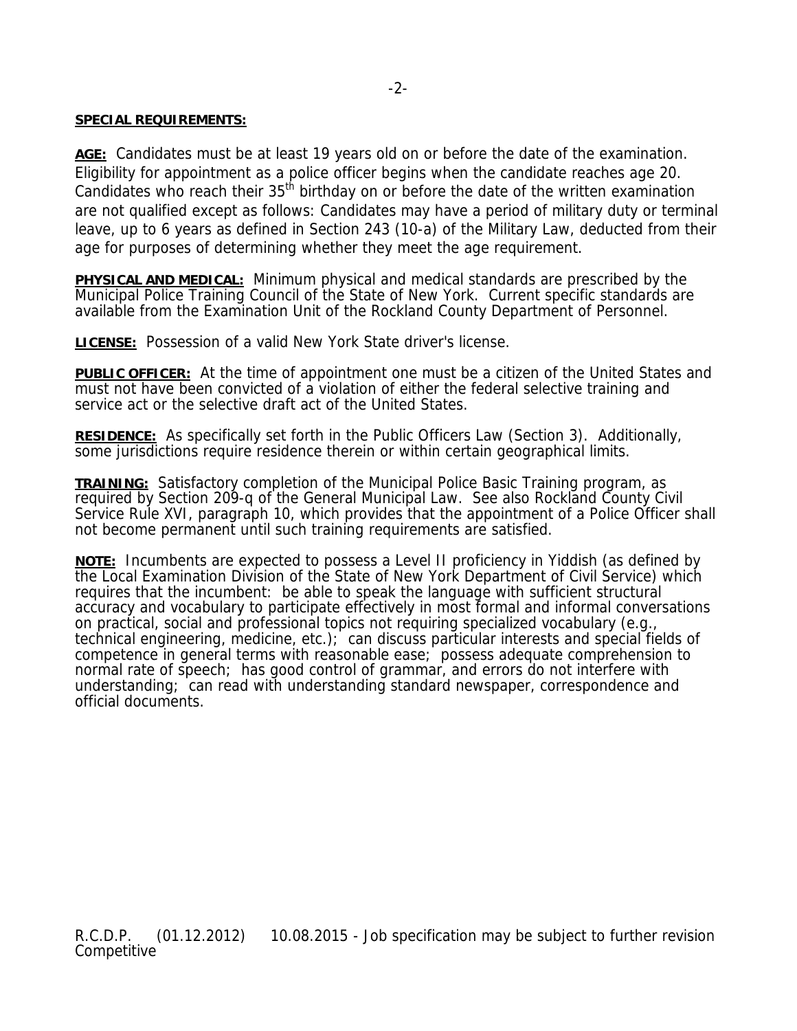**SPECIAL REQUIREMENTS:**

**AGE:** Candidates must be at least 19 years old on or before the date of the examination. Eligibility for appointment as a police officer begins when the candidate reaches age 20. Candidates who reach their 35th birthday on or before the date of the written examination are not qualified except as follows: Candidates may have a period of military duty or terminal leave, up to 6 years as defined in Section 243 (10-a) of the Military Law, deducted from their age for purposes of determining whether they meet the age requirement.

**PHYSICAL AND MEDICAL:** Minimum physical and medical standards are prescribed by the Municipal Police Training Council of the State of New York. Current specific standards are available from the Examination Unit of the Rockland County Department of Personnel.

**LICENSE:** Possession of a valid New York State driver's license.

**PUBLIC OFFICER:** At the time of appointment one must be a citizen of the United States and must not have been convicted of a violation of either the federal selective training and service act or the selective draft act of the United States.

**RESIDENCE:** As specifically set forth in the Public Officers Law (Section 3). Additionally, some jurisdictions require residence therein or within certain geographical limits.

**TRAINING:** Satisfactory completion of the Municipal Police Basic Training program, as required by Section 209-q of the General Municipal Law. See also Rockland County Civil Service Rule XVI, paragraph 10, which provides that the appointment of a Police Officer shall not become permanent until such training requirements are satisfied.

**NOTE:** Incumbents are expected to possess a Level II proficiency in Yiddish (as defined by the Local Examination Division of the State of New York Department of Civil Service) which requires that the incumbent: be able to speak the language with sufficient structural accuracy and vocabulary to participate effectively in most formal and informal conversations on practical, social and professional topics not requiring specialized vocabulary (e.g., technical engineering, medicine, etc.); can discuss particular interests and special fields of competence in general terms with reasonable ease; possess adequate comprehension to normal rate of speech; has good control of grammar, and errors do not interfere with understanding; can read with understanding standard newspaper, correspondence and official documents.

R.C.D.P. (01.12.2012) 10.08.2015 - Job specification may be subject to further revision
Competitive